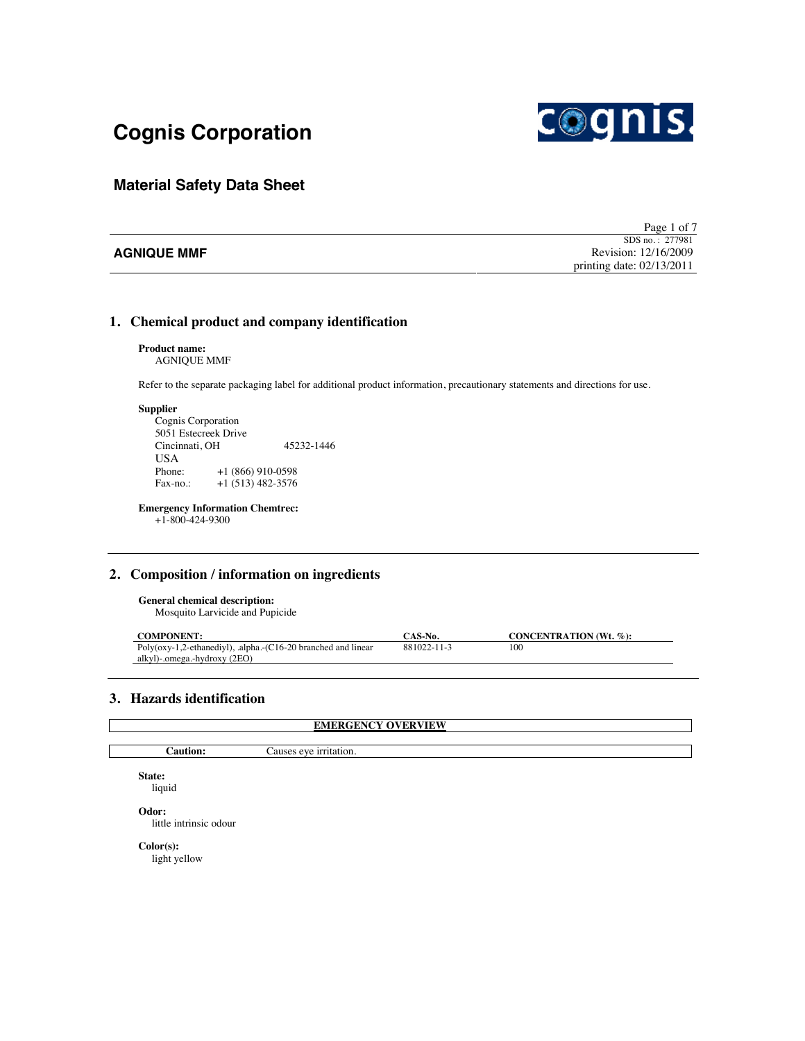# Cognis Corporation

## Material Safety Data Sheet

**AGNIQUE MMF**

SDS no. : 277981
Revision: 12/16/2009
printing date: 02/13/2011

## 1. Chemical product and company identification

**Product name:**
AGNIQUE MMF

Refer to the separate packaging label for additional product information, precautionary statements and directions for use.

**Supplier**
Cognis Corporation
5051 Estecreek Drive
Cincinnati, OH 45232-1446
USA
Phone: +1 (866) 910-0598
Fax-no.: +1 (513) 482-3576

**Emergency Information Chemtrec:**
+1-800-424-9300

## 2. Composition / information on ingredients

**General chemical description:**
Mosquito Larvicide and Pupicide

| COMPONENT: | CAS-No. | CONCENTRATION (Wt. %): |
|---|---|---|
| Poly(oxy-1,2-ethanediyl), .alpha.-(C16-20 branched and linear alkyl)-.omega.-hydroxy (2EO) | 881022-11-3 | 100 |

## 3. Hazards identification

| EMERGENCY OVERVIEW | |
|---|---|
| **Caution:** | Causes eye irritation. |

**State:**
liquid

**Odor:**
little intrinsic odour

**Color(s):**
light yellow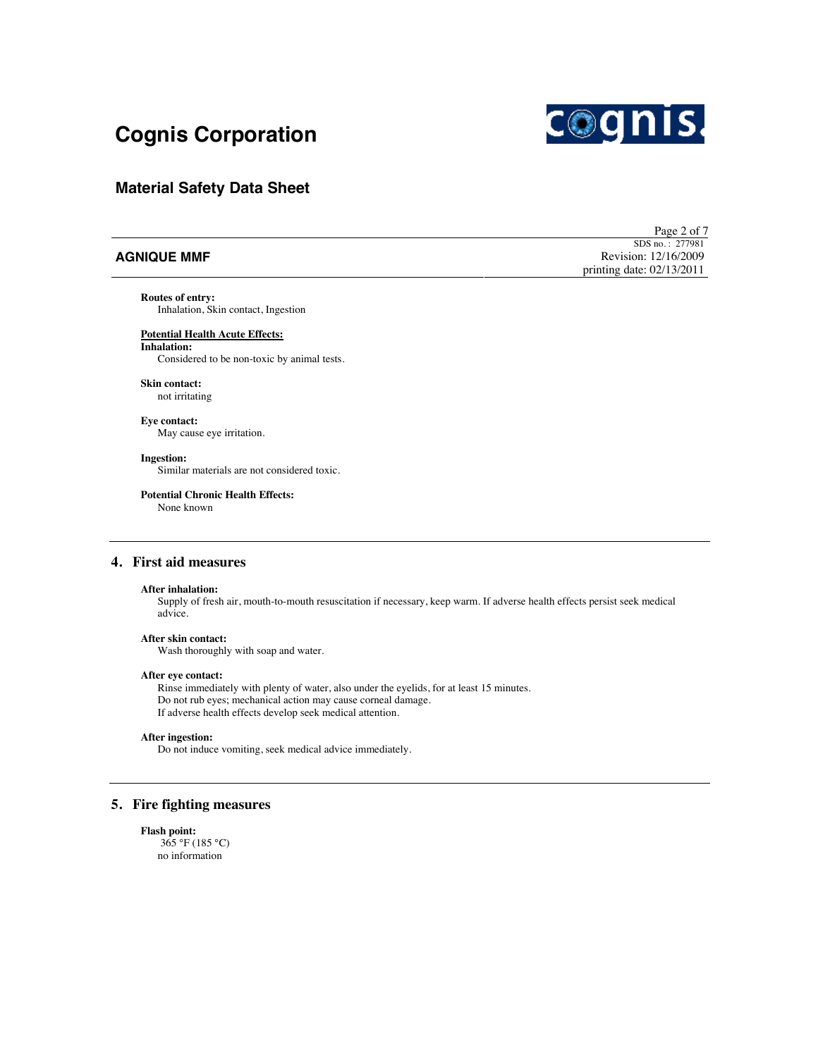**Routes of entry:**
Inhalation, Skin contact, Ingestion

**Potential Health Acute Effects:**

**Inhalation:**
Considered to be non-toxic by animal tests.

**Skin contact:**
not irritating

**Eye contact:**
May cause eye irritation.

**Ingestion:**
Similar materials are not considered toxic.

**Potential Chronic Health Effects:**
None known

## 4. First aid measures

**After inhalation:**
Supply of fresh air, mouth-to-mouth resuscitation if necessary, keep warm. If adverse health effects persist seek medical advice.

**After skin contact:**
Wash thoroughly with soap and water.

**After eye contact:**
Rinse immediately with plenty of water, also under the eyelids, for at least 15 minutes.
Do not rub eyes; mechanical action may cause corneal damage.
If adverse health effects develop seek medical attention.

**After ingestion:**
Do not induce vomiting, seek medical advice immediately.

## 5. Fire fighting measures

**Flash point:**
365 °F (185 °C)
no information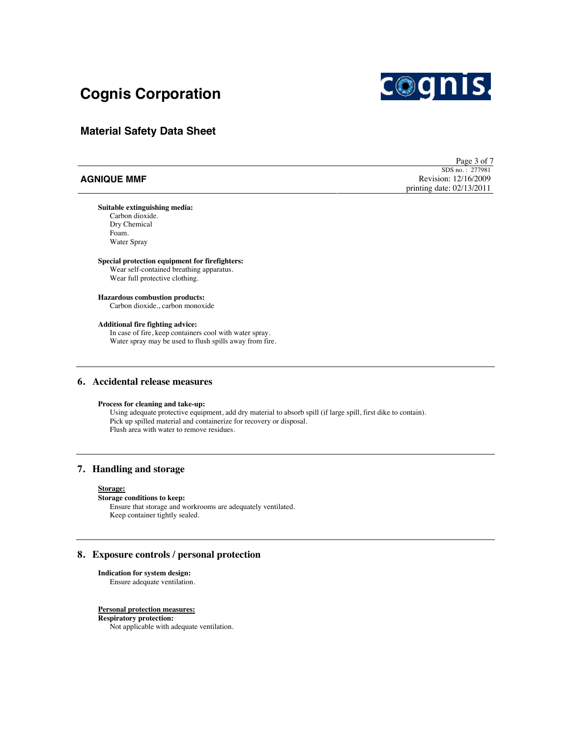**Suitable extinguishing media:**
Carbon dioxide.
Dry Chemical
Foam.
Water Spray

**Special protection equipment for firefighters:**
Wear self-contained breathing apparatus.
Wear full protective clothing.

**Hazardous combustion products:**
Carbon dioxide., carbon monoxide

**Additional fire fighting advice:**
In case of fire, keep containers cool with water spray.
Water spray may be used to flush spills away from fire.

## 6. Accidental release measures

**Process for cleaning and take-up:**
Using adequate protective equipment, add dry material to absorb spill (if large spill, first dike to contain).
Pick up spilled material and containerize for recovery or disposal.
Flush area with water to remove residues.

## 7. Handling and storage

**Storage:**

**Storage conditions to keep:**
Ensure that storage and workrooms are adequately ventilated.
Keep container tightly sealed.

## 8. Exposure controls / personal protection

**Indication for system design:**
Ensure adequate ventilation.

**Personal protection measures:**

**Respiratory protection:**
Not applicable with adequate ventilation.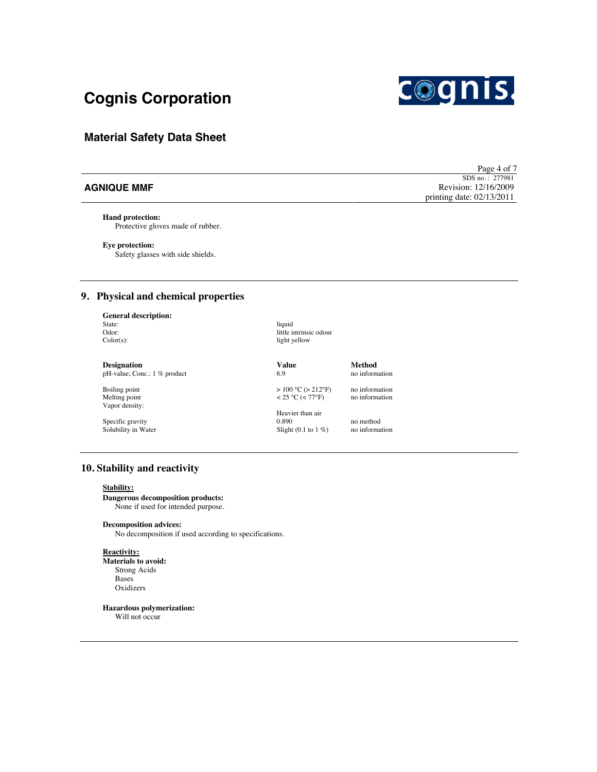**Hand protection:**
Protective gloves made of rubber.

**Eye protection:**
Safety glasses with side shields.

## 9. Physical and chemical properties

**General description:**

State: liquid
Odor: little intrinsic odour
Color(s): light yellow

| Designation | Value | Method |
|---|---|---|
| pH-value; Conc.: 1 % product | 6.9 | no information |
| Boiling point | > 100 °C (> 212°F) | no information |
| Melting point | < 25 °C (< 77°F) | no information |
| Vapor density: | Heavier than air | |
| Specific gravity | 0.890 | no method |
| Solubility in Water | Slight (0.1 to 1 %) | no information |

## 10. Stability and reactivity

**Stability:**

**Dangerous decomposition products:**
None if used for intended purpose.

**Decomposition advices:**
No decomposition if used according to specifications.

**Reactivity:**

**Materials to avoid:**
Strong Acids
Bases
Oxidizers

**Hazardous polymerization:**
Will not occur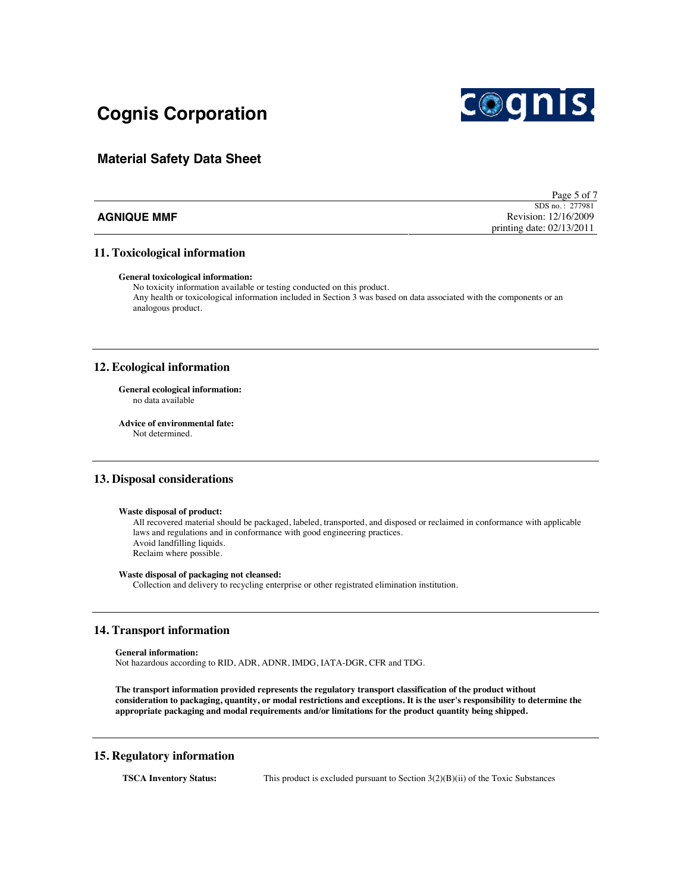## 11. Toxicological information

**General toxicological information:**
No toxicity information available or testing conducted on this product.
Any health or toxicological information included in Section 3 was based on data associated with the components or an analogous product.

## 12. Ecological information

**General ecological information:**
no data available

**Advice of environmental fate:**
Not determined.

## 13. Disposal considerations

**Waste disposal of product:**
All recovered material should be packaged, labeled, transported, and disposed or reclaimed in conformance with applicable laws and regulations and in conformance with good engineering practices.
Avoid landfilling liquids.
Reclaim where possible.

**Waste disposal of packaging not cleansed:**
Collection and delivery to recycling enterprise or other registrated elimination institution.

## 14. Transport information

**General information:**
Not hazardous according to RID, ADR, ADNR, IMDG, IATA-DGR, CFR and TDG.

**The transport information provided represents the regulatory transport classification of the product without consideration to packaging, quantity, or modal restrictions and exceptions. It is the user's responsibility to determine the appropriate packaging and modal requirements and/or limitations for the product quantity being shipped.**

## 15. Regulatory information

**TSCA Inventory Status:** This product is excluded pursuant to Section 3(2)(B)(ii) of the Toxic Substances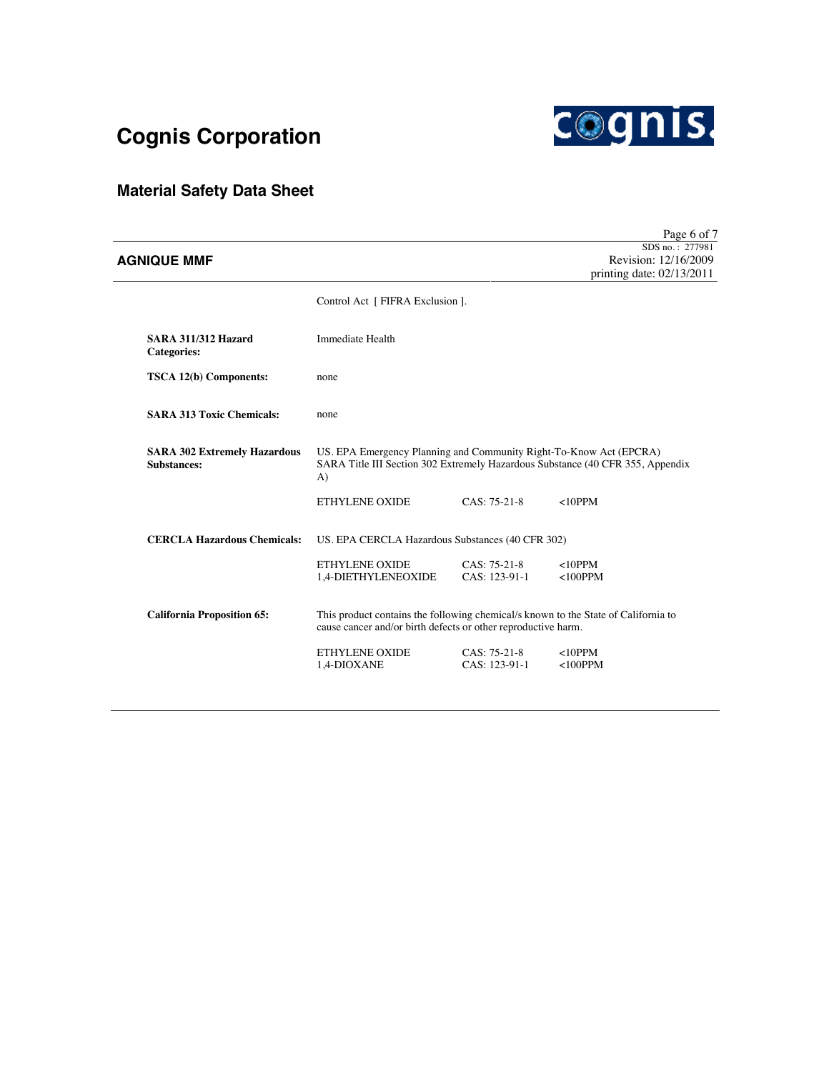Control Act [ FIFRA Exclusion ].

**SARA 311/312 Hazard Categories:** Immediate Health

**TSCA 12(b) Components:** none

**SARA 313 Toxic Chemicals:** none

**SARA 302 Extremely Hazardous Substances:** US. EPA Emergency Planning and Community Right-To-Know Act (EPCRA) SARA Title III Section 302 Extremely Hazardous Substance (40 CFR 355, Appendix A)

| | | |
|---|---|---|
| ETHYLENE OXIDE | CAS: 75-21-8 | <10PPM |

**CERCLA Hazardous Chemicals:** US. EPA CERCLA Hazardous Substances (40 CFR 302)

| | | |
|---|---|---|
| ETHYLENE OXIDE | CAS: 75-21-8 | <10PPM |
| 1,4-DIETHYLENEOXIDE | CAS: 123-91-1 | <100PPM |

**California Proposition 65:** This product contains the following chemical/s known to the State of California to cause cancer and/or birth defects or other reproductive harm.

| | | |
|---|---|---|
| ETHYLENE OXIDE | CAS: 75-21-8 | <10PPM |
| 1,4-DIOXANE | CAS: 123-91-1 | <100PPM |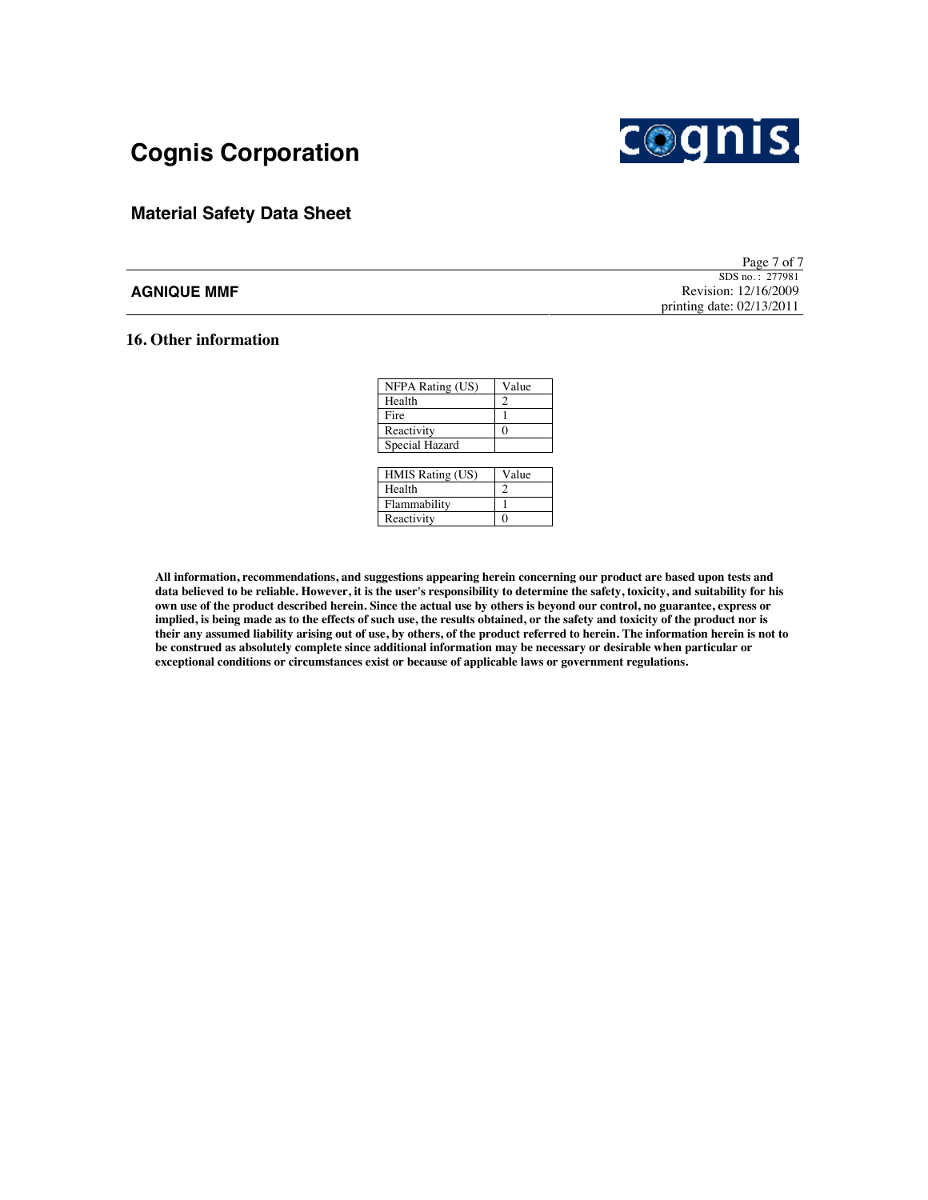## 16. Other information

| NFPA Rating (US) | Value |
|---|---|
| Health | 2 |
| Fire | 1 |
| Reactivity | 0 |
| Special Hazard | |

| HMIS Rating (US) | Value |
|---|---|
| Health | 2 |
| Flammability | 1 |
| Reactivity | 0 |

**All information, recommendations, and suggestions appearing herein concerning our product are based upon tests and data believed to be reliable. However, it is the user's responsibility to determine the safety, toxicity, and suitability for his own use of the product described herein. Since the actual use by others is beyond our control, no guarantee, express or implied, is being made as to the effects of such use, the results obtained, or the safety and toxicity of the product nor is their any assumed liability arising out of use, by others, of the product referred to herein. The information herein is not to be construed as absolutely complete since additional information may be necessary or desirable when particular or exceptional conditions or circumstances exist or because of applicable laws or government regulations.**